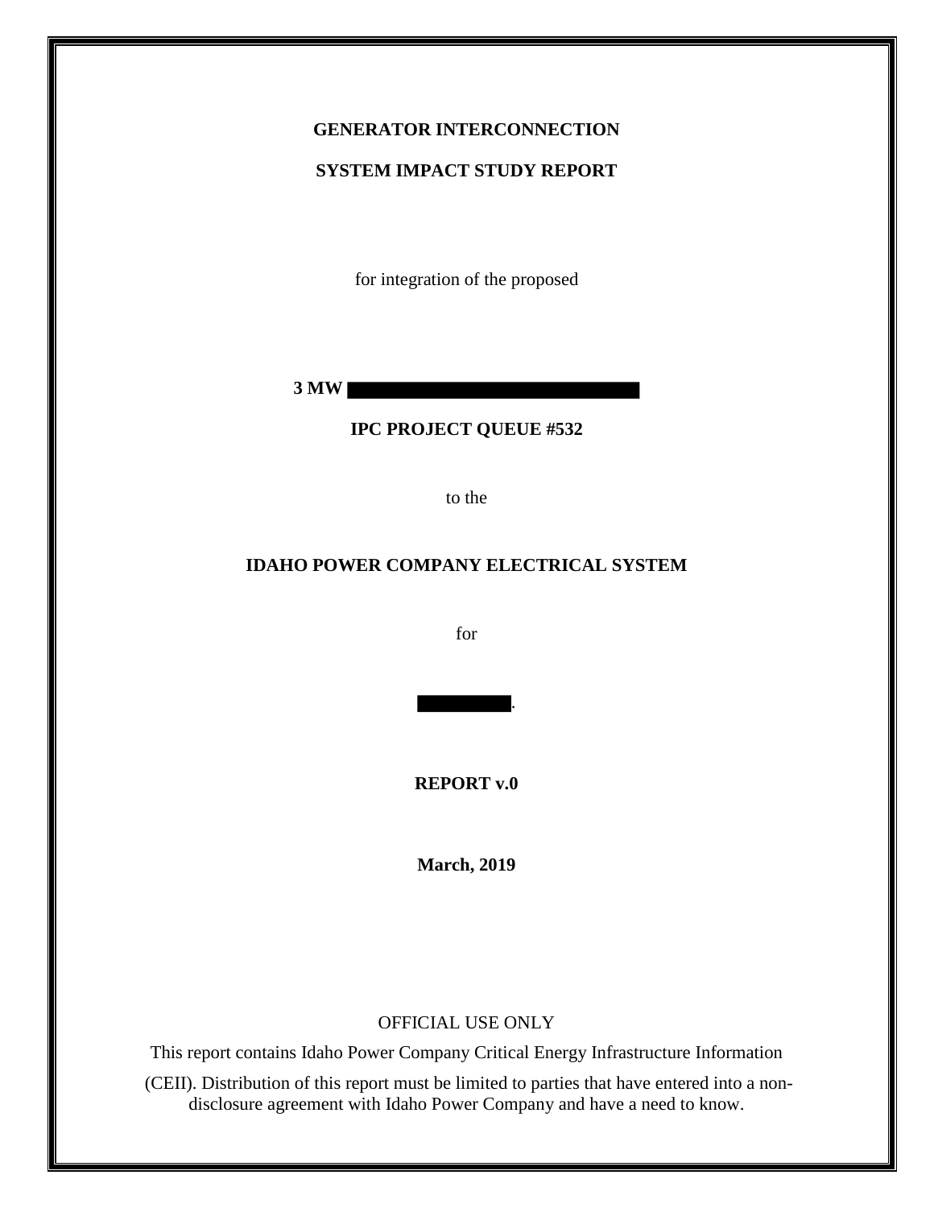**GENERATOR INTERCONNECTION**

**SYSTEM IMPACT STUDY REPORT**

for integration of the proposed

**3 MW**

**IPC PROJECT QUEUE #532**

to the

**IDAHO POWER COMPANY ELECTRICAL SYSTEM**

for

.

**REPORT v.0**

**March, 2019**

OFFICIAL USE ONLY

This report contains Idaho Power Company Critical Energy Infrastructure Information (CEII). Distribution of this report must be limited to parties that have entered into a non-disclosure agreement with Idaho Power Company and have a need to know.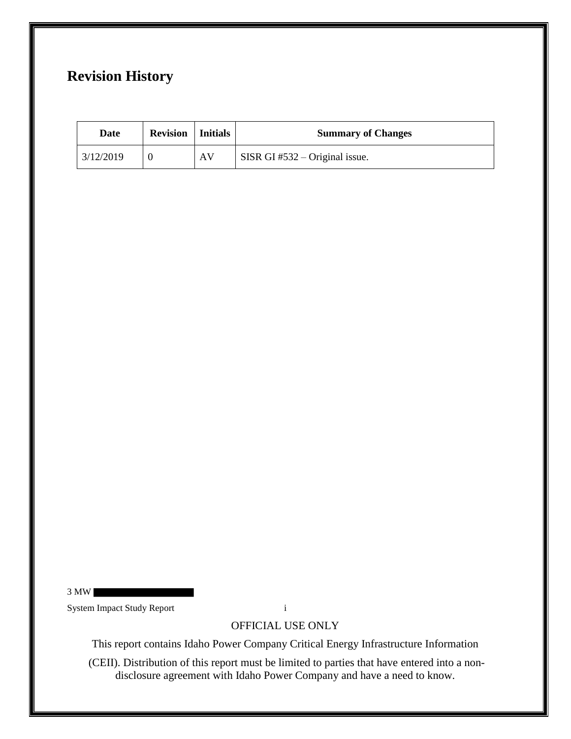# Revision History

| Date | Revision | Initials | Summary of Changes |
|---|---|---|---|
| 3/12/2019 | 0 | AV | SISR GI #532 – Original issue. |

OFFICIAL USE ONLY

This report contains Idaho Power Company Critical Energy Infrastructure Information (CEII). Distribution of this report must be limited to parties that have entered into a non-disclosure agreement with Idaho Power Company and have a need to know.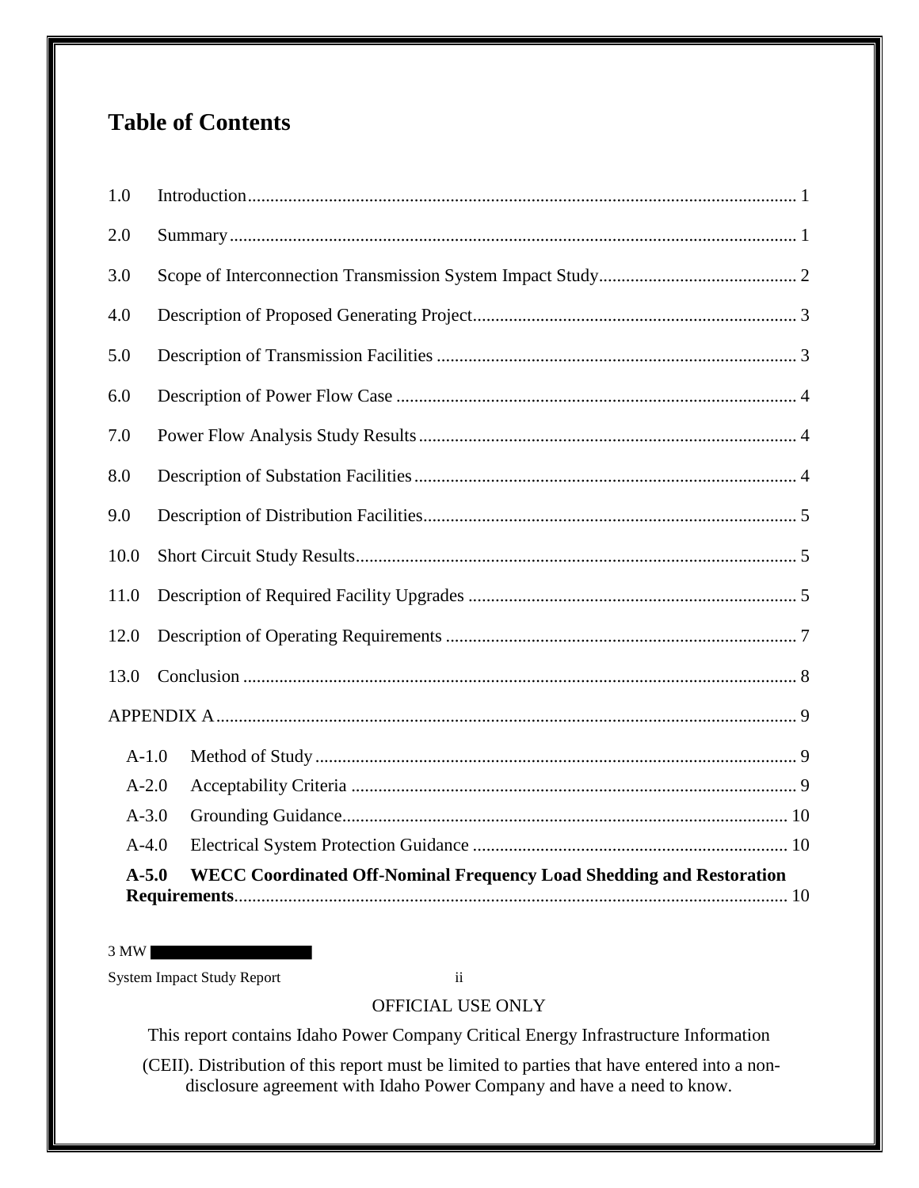# Table of Contents

1.0 Introduction ........................................................................................................................ 1

2.0 Summary ............................................................................................................................ 1

3.0 Scope of Interconnection Transmission System Impact Study ........................................... 2

4.0 Description of Proposed Generating Project ....................................................................... 3

5.0 Description of Transmission Facilities ............................................................................... 3

6.0 Description of Power Flow Case ........................................................................................ 4

7.0 Power Flow Analysis Study Results ................................................................................... 4

8.0 Description of Substation Facilities .................................................................................... 4

9.0 Description of Distribution Facilities .................................................................................. 5

10.0 Short Circuit Study Results ................................................................................................. 5

11.0 Description of Required Facility Upgrades ........................................................................ 5

12.0 Description of Operating Requirements ............................................................................. 7

13.0 Conclusion .......................................................................................................................... 8

APPENDIX A ............................................................................................................................... 9

- A-1.0 Method of Study ......................................................................................................... 9
- A-2.0 Acceptability Criteria .................................................................................................. 9
- A-3.0 Grounding Guidance ................................................................................................. 10
- A-4.0 Electrical System Protection Guidance ..................................................................... 10
- **A-5.0 WECC Coordinated Off-Nominal Frequency Load Shedding and Restoration Requirements** ............................................................................................................ 10

3 MW

System Impact Study Report

OFFICIAL USE ONLY

This report contains Idaho Power Company Critical Energy Infrastructure Information (CEII). Distribution of this report must be limited to parties that have entered into a non-disclosure agreement with Idaho Power Company and have a need to know.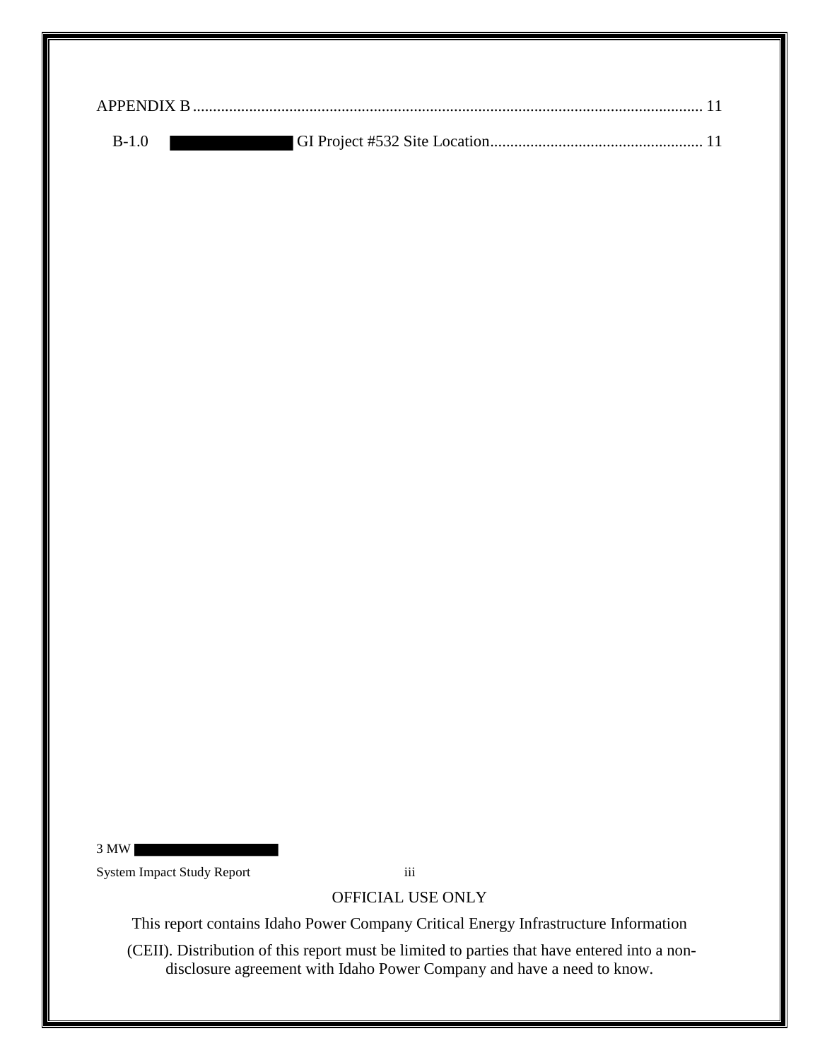APPENDIX B .............................................................................................................................. 11

B-1.0 ██████████ GI Project #532 Site Location..................................................... 11

OFFICIAL USE ONLY

This report contains Idaho Power Company Critical Energy Infrastructure Information (CEII). Distribution of this report must be limited to parties that have entered into a non-disclosure agreement with Idaho Power Company and have a need to know.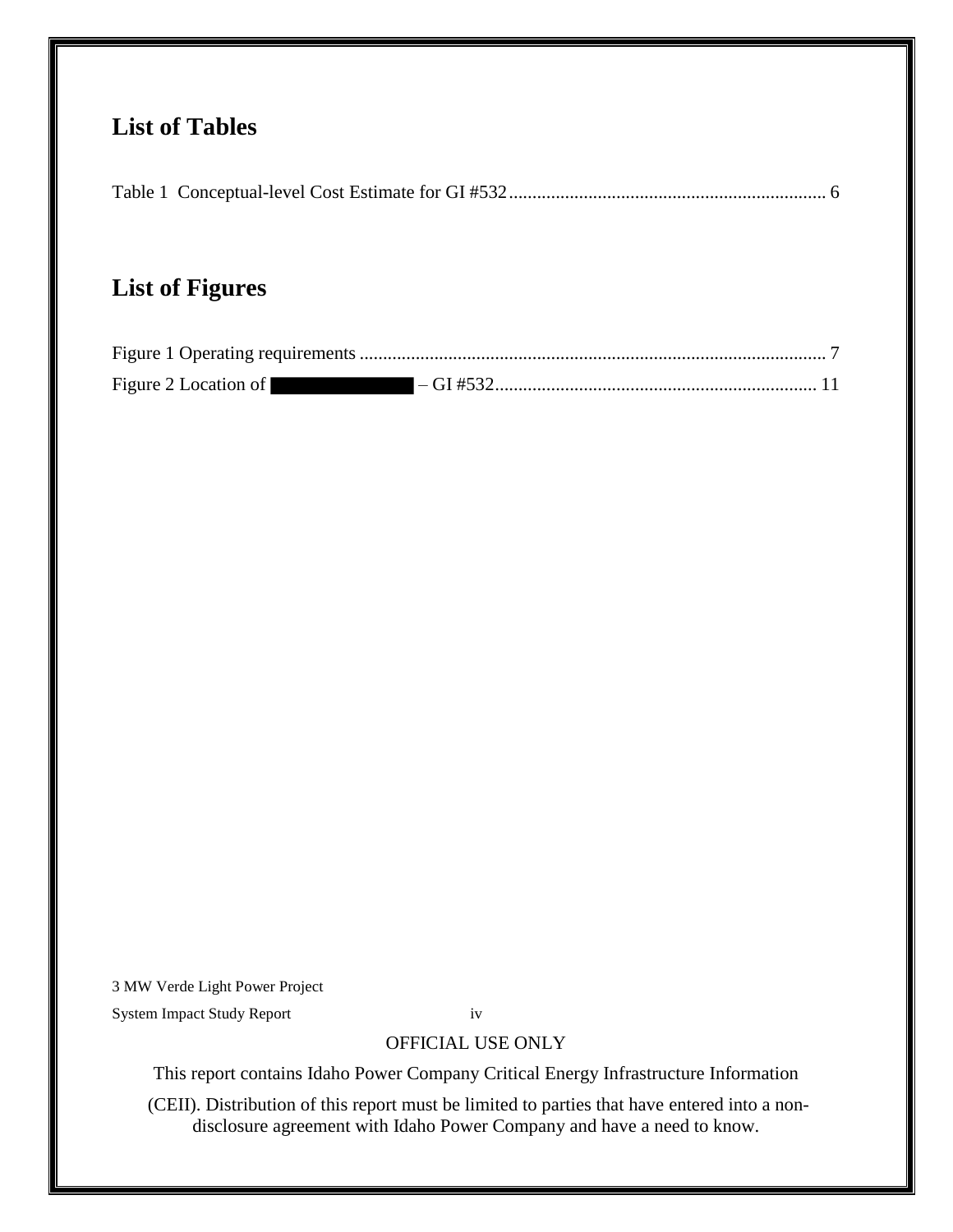## List of Tables

Table 1 Conceptual-level Cost Estimate for GI #532 .................................................................... 6

## List of Figures

Figure 1 Operating requirements .................................................................................................... 7

Figure 2 Location of ██████████ – GI #532 ..................................................................... 11

OFFICIAL USE ONLY

This report contains Idaho Power Company Critical Energy Infrastructure Information (CEII). Distribution of this report must be limited to parties that have entered into a non-disclosure agreement with Idaho Power Company and have a need to know.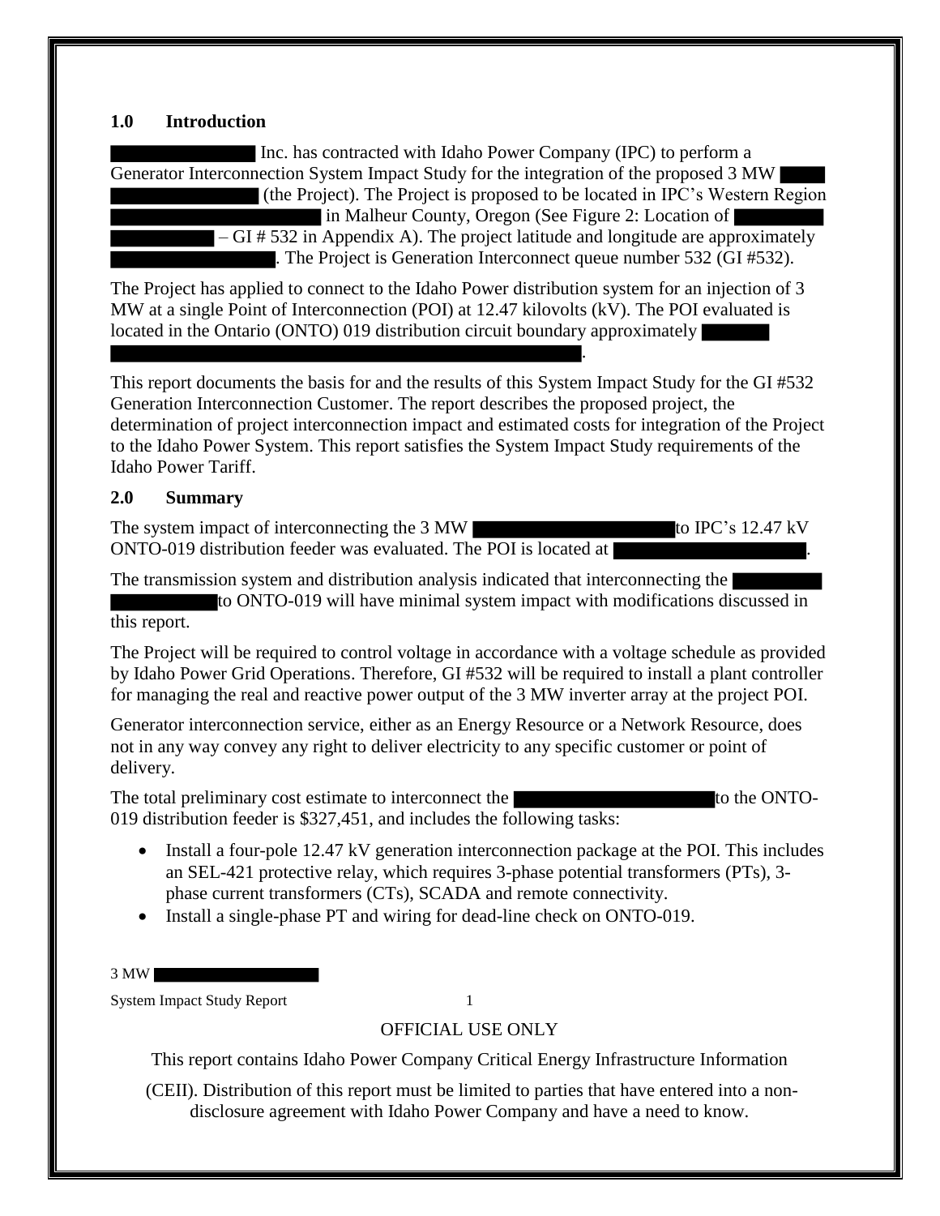## 1.0 Introduction

██████████ Inc. has contracted with Idaho Power Company (IPC) to perform a Generator Interconnection System Impact Study for the integration of the proposed 3 MW ████ ██████████ (the Project). The Project is proposed to be located in IPC's Western Region ██████████████ in Malheur County, Oregon (See Figure 2: Location of ██████ ██████ – GI # 532 in Appendix A). The project latitude and longitude are approximately ██████████. The Project is Generation Interconnect queue number 532 (GI #532).

The Project has applied to connect to the Idaho Power distribution system for an injection of 3 MW at a single Point of Interconnection (POI) at 12.47 kilovolts (kV). The POI evaluated is located in the Ontario (ONTO) 019 distribution circuit boundary approximately █████ ████████████████████████████████████.

This report documents the basis for and the results of this System Impact Study for the GI #532 Generation Interconnection Customer. The report describes the proposed project, the determination of project interconnection impact and estimated costs for integration of the Project to the Idaho Power System. This report satisfies the System Impact Study requirements of the Idaho Power Tariff.

## 2.0 Summary

The system impact of interconnecting the 3 MW ███████████████ to IPC's 12.47 kV ONTO-019 distribution feeder was evaluated. The POI is located at ███████████████.

The transmission system and distribution analysis indicated that interconnecting the ██████ ██████ to ONTO-019 will have minimal system impact with modifications discussed in this report.

The Project will be required to control voltage in accordance with a voltage schedule as provided by Idaho Power Grid Operations. Therefore, GI #532 will be required to install a plant controller for managing the real and reactive power output of the 3 MW inverter array at the project POI.

Generator interconnection service, either as an Energy Resource or a Network Resource, does not in any way convey any right to deliver electricity to any specific customer or point of delivery.

The total preliminary cost estimate to interconnect the ███████████████ to the ONTO-019 distribution feeder is $327,451, and includes the following tasks:

- Install a four-pole 12.47 kV generation interconnection package at the POI. This includes an SEL-421 protective relay, which requires 3-phase potential transformers (PTs), 3-phase current transformers (CTs), SCADA and remote connectivity.
- Install a single-phase PT and wiring for dead-line check on ONTO-019.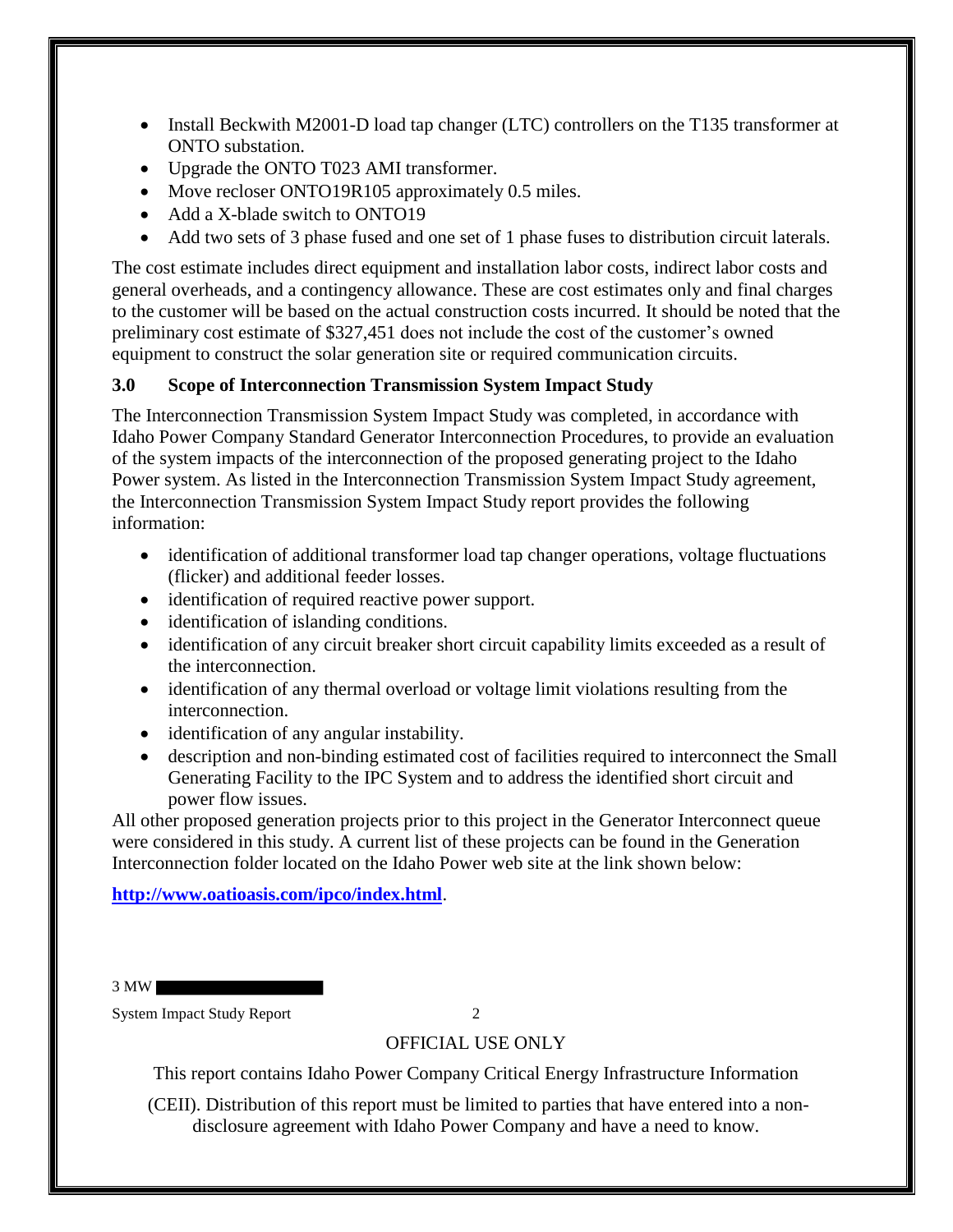- Install Beckwith M2001-D load tap changer (LTC) controllers on the T135 transformer at ONTO substation.
- Upgrade the ONTO T023 AMI transformer.
- Move recloser ONTO19R105 approximately 0.5 miles.
- Add a X-blade switch to ONTO19
- Add two sets of 3 phase fused and one set of 1 phase fuses to distribution circuit laterals.

The cost estimate includes direct equipment and installation labor costs, indirect labor costs and general overheads, and a contingency allowance. These are cost estimates only and final charges to the customer will be based on the actual construction costs incurred. It should be noted that the preliminary cost estimate of $327,451 does not include the cost of the customer's owned equipment to construct the solar generation site or required communication circuits.

### 3.0 Scope of Interconnection Transmission System Impact Study

The Interconnection Transmission System Impact Study was completed, in accordance with Idaho Power Company Standard Generator Interconnection Procedures, to provide an evaluation of the system impacts of the interconnection of the proposed generating project to the Idaho Power system. As listed in the Interconnection Transmission System Impact Study agreement, the Interconnection Transmission System Impact Study report provides the following information:

- identification of additional transformer load tap changer operations, voltage fluctuations (flicker) and additional feeder losses.
- identification of required reactive power support.
- identification of islanding conditions.
- identification of any circuit breaker short circuit capability limits exceeded as a result of the interconnection.
- identification of any thermal overload or voltage limit violations resulting from the interconnection.
- identification of any angular instability.
- description and non-binding estimated cost of facilities required to interconnect the Small Generating Facility to the IPC System and to address the identified short circuit and power flow issues.

All other proposed generation projects prior to this project in the Generator Interconnect queue were considered in this study. A current list of these projects can be found in the Generation Interconnection folder located on the Idaho Power web site at the link shown below:

**http://www.oatioasis.com/ipco/index.html**.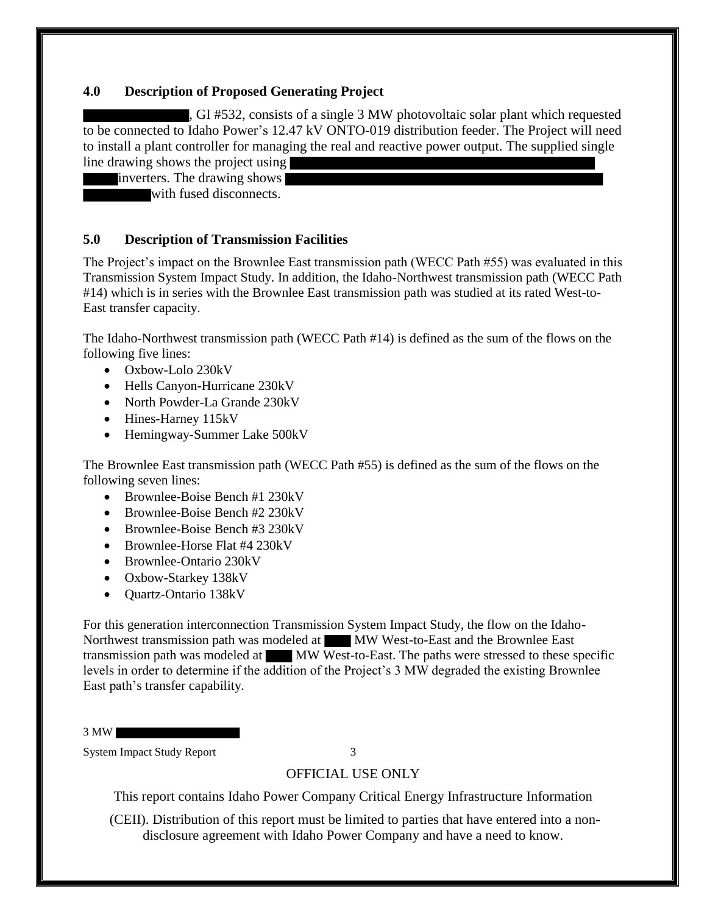## 4.0 Description of Proposed Generating Project

█████████, GI #532, consists of a single 3 MW photovoltaic solar plant which requested to be connected to Idaho Power's 12.47 kV ONTO-019 distribution feeder. The Project will need to install a plant controller for managing the real and reactive power output. The supplied single line drawing shows the project using ████████████████ ███ inverters. The drawing shows ████████████████ ██████ with fused disconnects.

## 5.0 Description of Transmission Facilities

The Project's impact on the Brownlee East transmission path (WECC Path #55) was evaluated in this Transmission System Impact Study. In addition, the Idaho-Northwest transmission path (WECC Path #14) which is in series with the Brownlee East transmission path was studied at its rated West-to-East transfer capacity.

The Idaho-Northwest transmission path (WECC Path #14) is defined as the sum of the flows on the following five lines:

- Oxbow-Lolo 230kV
- Hells Canyon-Hurricane 230kV
- North Powder-La Grande 230kV
- Hines-Harney 115kV
- Hemingway-Summer Lake 500kV

The Brownlee East transmission path (WECC Path #55) is defined as the sum of the flows on the following seven lines:

- Brownlee-Boise Bench #1 230kV
- Brownlee-Boise Bench #2 230kV
- Brownlee-Boise Bench #3 230kV
- Brownlee-Horse Flat #4 230kV
- Brownlee-Ontario 230kV
- Oxbow-Starkey 138kV
- Quartz-Ontario 138kV

For this generation interconnection Transmission System Impact Study, the flow on the Idaho-Northwest transmission path was modeled at ███ MW West-to-East and the Brownlee East transmission path was modeled at ███ MW West-to-East. The paths were stressed to these specific levels in order to determine if the addition of the Project's 3 MW degraded the existing Brownlee East path's transfer capability.

OFFICIAL USE ONLY

This report contains Idaho Power Company Critical Energy Infrastructure Information (CEII). Distribution of this report must be limited to parties that have entered into a non-disclosure agreement with Idaho Power Company and have a need to know.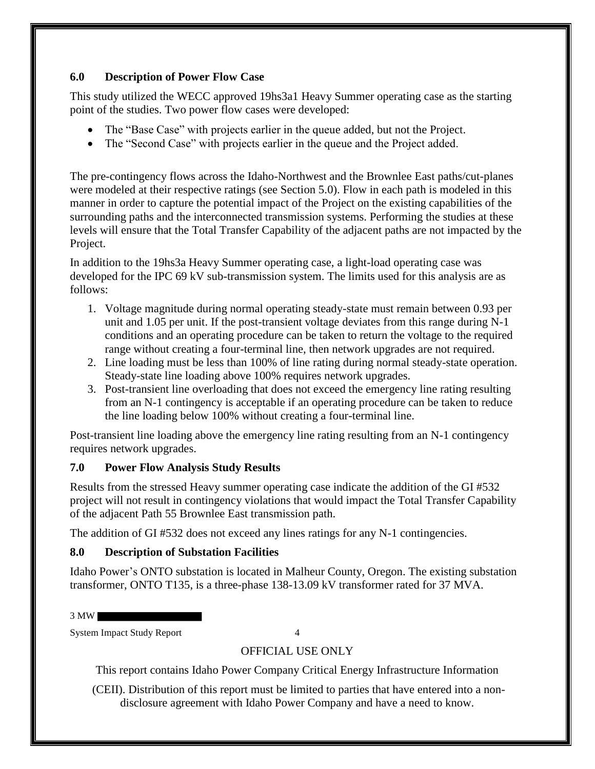## 6.0 Description of Power Flow Case

This study utilized the WECC approved 19hs3a1 Heavy Summer operating case as the starting point of the studies. Two power flow cases were developed:

- The "Base Case" with projects earlier in the queue added, but not the Project.
- The "Second Case" with projects earlier in the queue and the Project added.

The pre-contingency flows across the Idaho-Northwest and the Brownlee East paths/cut-planes were modeled at their respective ratings (see Section 5.0). Flow in each path is modeled in this manner in order to capture the potential impact of the Project on the existing capabilities of the surrounding paths and the interconnected transmission systems. Performing the studies at these levels will ensure that the Total Transfer Capability of the adjacent paths are not impacted by the Project.

In addition to the 19hs3a Heavy Summer operating case, a light-load operating case was developed for the IPC 69 kV sub-transmission system. The limits used for this analysis are as follows:

1. Voltage magnitude during normal operating steady-state must remain between 0.93 per unit and 1.05 per unit. If the post-transient voltage deviates from this range during N-1 conditions and an operating procedure can be taken to return the voltage to the required range without creating a four-terminal line, then network upgrades are not required.
2. Line loading must be less than 100% of line rating during normal steady-state operation. Steady-state line loading above 100% requires network upgrades.
3. Post-transient line overloading that does not exceed the emergency line rating resulting from an N-1 contingency is acceptable if an operating procedure can be taken to reduce the line loading below 100% without creating a four-terminal line.

Post-transient line loading above the emergency line rating resulting from an N-1 contingency requires network upgrades.

## 7.0 Power Flow Analysis Study Results

Results from the stressed Heavy summer operating case indicate the addition of the GI #532 project will not result in contingency violations that would impact the Total Transfer Capability of the adjacent Path 55 Brownlee East transmission path.

The addition of GI #532 does not exceed any lines ratings for any N-1 contingencies.

## 8.0 Description of Substation Facilities

Idaho Power's ONTO substation is located in Malheur County, Oregon. The existing substation transformer, ONTO T135, is a three-phase 138-13.09 kV transformer rated for 37 MVA.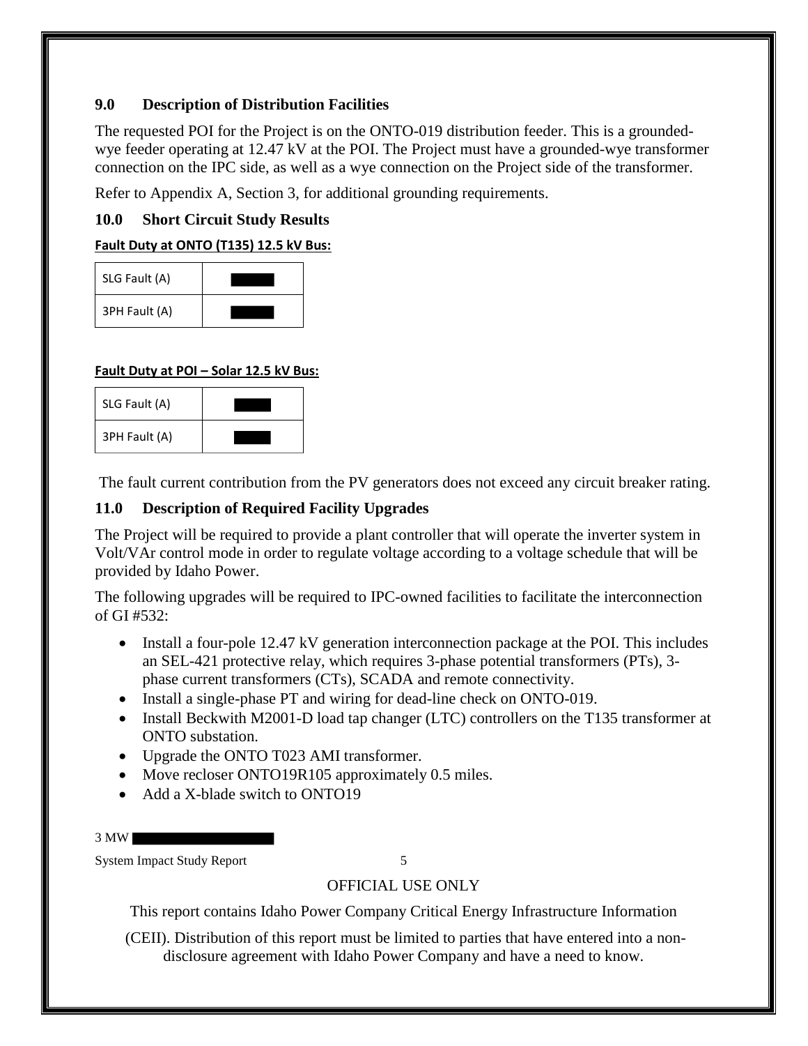## 9.0 Description of Distribution Facilities

The requested POI for the Project is on the ONTO-019 distribution feeder. This is a grounded-wye feeder operating at 12.47 kV at the POI. The Project must have a grounded-wye transformer connection on the IPC side, as well as a wye connection on the Project side of the transformer.

Refer to Appendix A, Section 3, for additional grounding requirements.

## 10.0 Short Circuit Study Results

**Fault Duty at ONTO (T135) 12.5 kV Bus:**

| SLG Fault (A) | |
|---|---|
| 3PH Fault (A) | |

**Fault Duty at POI – Solar 12.5 kV Bus:**

| SLG Fault (A) | |
|---|---|
| 3PH Fault (A) | |

The fault current contribution from the PV generators does not exceed any circuit breaker rating.

## 11.0 Description of Required Facility Upgrades

The Project will be required to provide a plant controller that will operate the inverter system in Volt/VAr control mode in order to regulate voltage according to a voltage schedule that will be provided by Idaho Power.

The following upgrades will be required to IPC-owned facilities to facilitate the interconnection of GI #532:

- Install a four-pole 12.47 kV generation interconnection package at the POI. This includes an SEL-421 protective relay, which requires 3-phase potential transformers (PTs), 3-phase current transformers (CTs), SCADA and remote connectivity.
- Install a single-phase PT and wiring for dead-line check on ONTO-019.
- Install Beckwith M2001-D load tap changer (LTC) controllers on the T135 transformer at ONTO substation.
- Upgrade the ONTO T023 AMI transformer.
- Move recloser ONTO19R105 approximately 0.5 miles.
- Add a X-blade switch to ONTO19

OFFICIAL USE ONLY

This report contains Idaho Power Company Critical Energy Infrastructure Information (CEII). Distribution of this report must be limited to parties that have entered into a non-disclosure agreement with Idaho Power Company and have a need to know.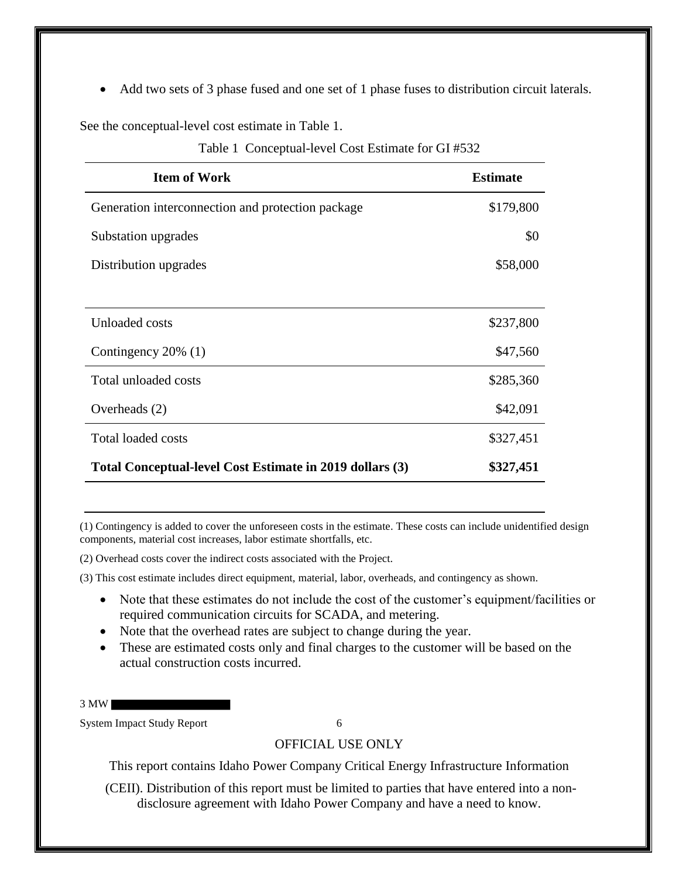- Add two sets of 3 phase fused and one set of 1 phase fuses to distribution circuit laterals.

See the conceptual-level cost estimate in Table 1.

Table 1 Conceptual-level Cost Estimate for GI #532

| Item of Work | Estimate |
|---|---|
| Generation interconnection and protection package | $179,800 |
| Substation upgrades | $0 |
| Distribution upgrades | $58,000 |
| | |
| Unloaded costs | $237,800 |
| Contingency 20% (1) | $47,560 |
| Total unloaded costs | $285,360 |
| Overheads (2) | $42,091 |
| Total loaded costs | $327,451 |
| **Total Conceptual-level Cost Estimate in 2019 dollars (3)** | **$327,451** |

(1) Contingency is added to cover the unforeseen costs in the estimate. These costs can include unidentified design components, material cost increases, labor estimate shortfalls, etc.

(2) Overhead costs cover the indirect costs associated with the Project.

(3) This cost estimate includes direct equipment, material, labor, overheads, and contingency as shown.

- Note that these estimates do not include the cost of the customer's equipment/facilities or required communication circuits for SCADA, and metering.
- Note that the overhead rates are subject to change during the year.
- These are estimated costs only and final charges to the customer will be based on the actual construction costs incurred.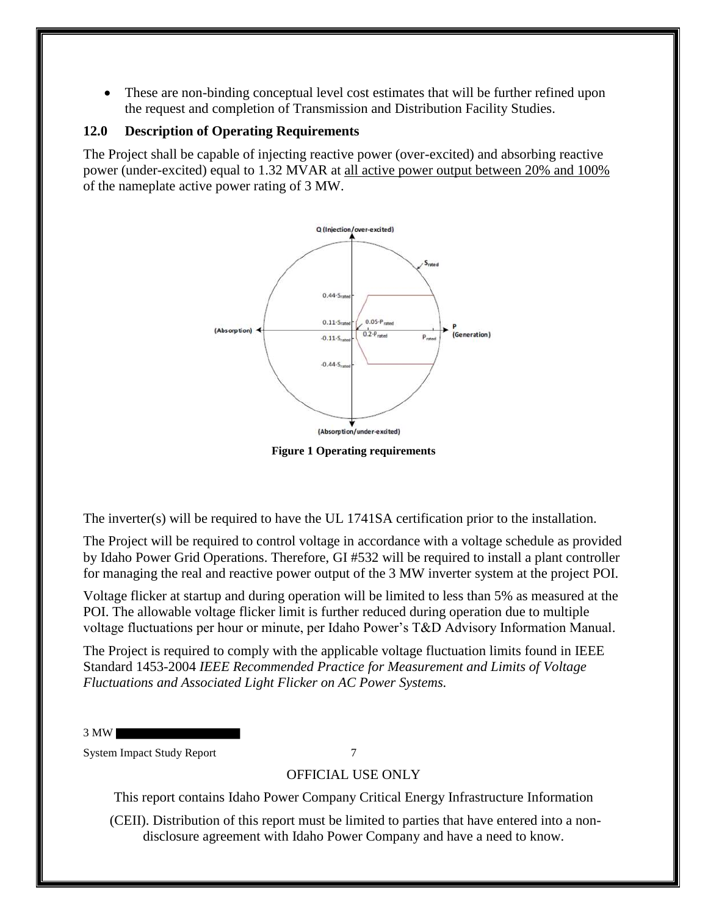- These are non-binding conceptual level cost estimates that will be further refined upon the request and completion of Transmission and Distribution Facility Studies.

## 12.0 Description of Operating Requirements

The Project shall be capable of injecting reactive power (over-excited) and absorbing reactive power (under-excited) equal to 1.32 MVAR at all active power output between 20% and 100% of the nameplate active power rating of 3 MW.

**Figure 1 Operating requirements**

The inverter(s) will be required to have the UL 1741SA certification prior to the installation.

The Project will be required to control voltage in accordance with a voltage schedule as provided by Idaho Power Grid Operations. Therefore, GI #532 will be required to install a plant controller for managing the real and reactive power output of the 3 MW inverter system at the project POI.

Voltage flicker at startup and during operation will be limited to less than 5% as measured at the POI. The allowable voltage flicker limit is further reduced during operation due to multiple voltage fluctuations per hour or minute, per Idaho Power's T&D Advisory Information Manual.

The Project is required to comply with the applicable voltage fluctuation limits found in IEEE Standard 1453-2004 *IEEE Recommended Practice for Measurement and Limits of Voltage Fluctuations and Associated Light Flicker on AC Power Systems.*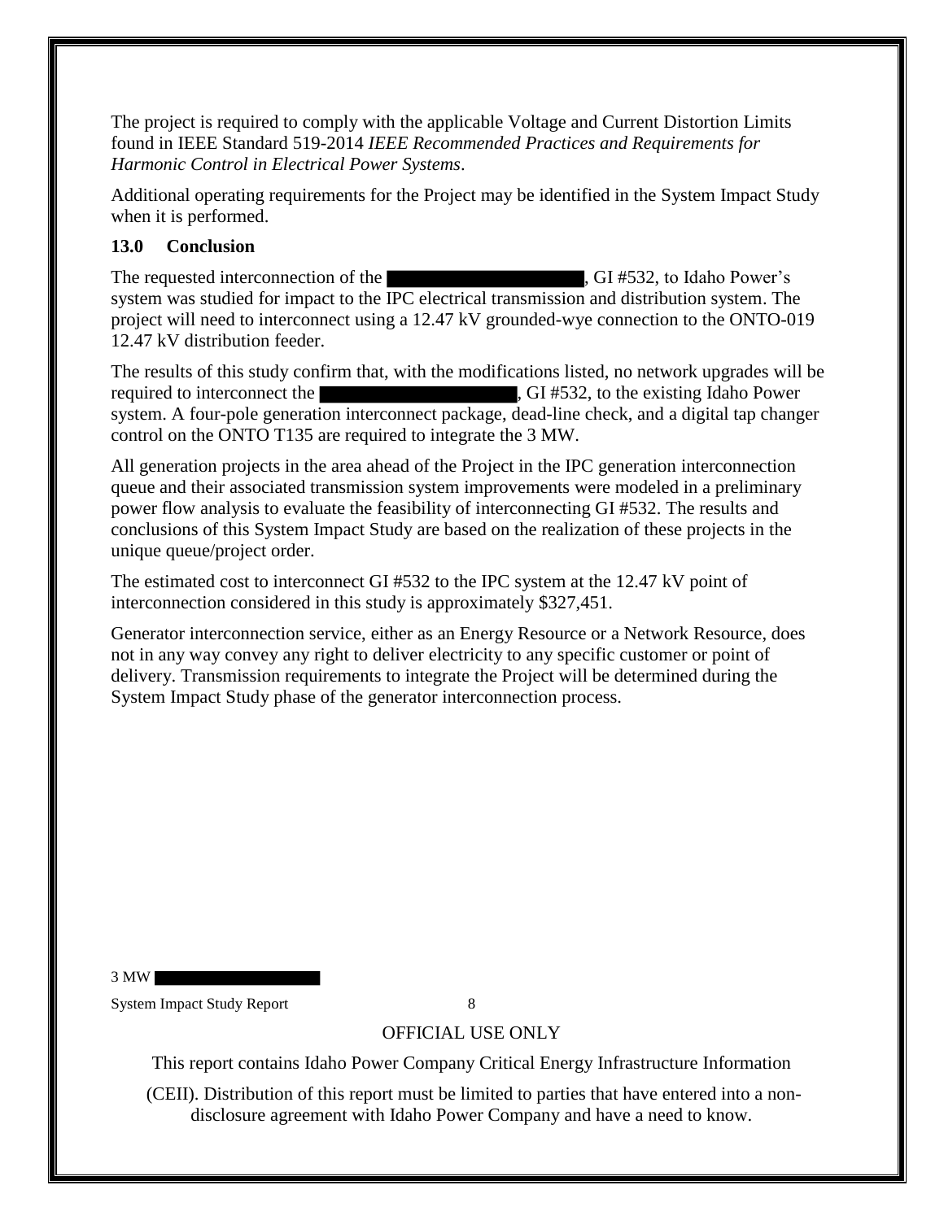The project is required to comply with the applicable Voltage and Current Distortion Limits found in IEEE Standard 519-2014 *IEEE Recommended Practices and Requirements for Harmonic Control in Electrical Power Systems*.

Additional operating requirements for the Project may be identified in the System Impact Study when it is performed.

## 13.0 Conclusion

The requested interconnection of the ████████████████, GI #532, to Idaho Power's system was studied for impact to the IPC electrical transmission and distribution system. The project will need to interconnect using a 12.47 kV grounded-wye connection to the ONTO-019 12.47 kV distribution feeder.

The results of this study confirm that, with the modifications listed, no network upgrades will be required to interconnect the ████████████████, GI #532, to the existing Idaho Power system. A four-pole generation interconnect package, dead-line check, and a digital tap changer control on the ONTO T135 are required to integrate the 3 MW.

All generation projects in the area ahead of the Project in the IPC generation interconnection queue and their associated transmission system improvements were modeled in a preliminary power flow analysis to evaluate the feasibility of interconnecting GI #532. The results and conclusions of this System Impact Study are based on the realization of these projects in the unique queue/project order.

The estimated cost to interconnect GI #532 to the IPC system at the 12.47 kV point of interconnection considered in this study is approximately $327,451.

Generator interconnection service, either as an Energy Resource or a Network Resource, does not in any way convey any right to deliver electricity to any specific customer or point of delivery. Transmission requirements to integrate the Project will be determined during the System Impact Study phase of the generator interconnection process.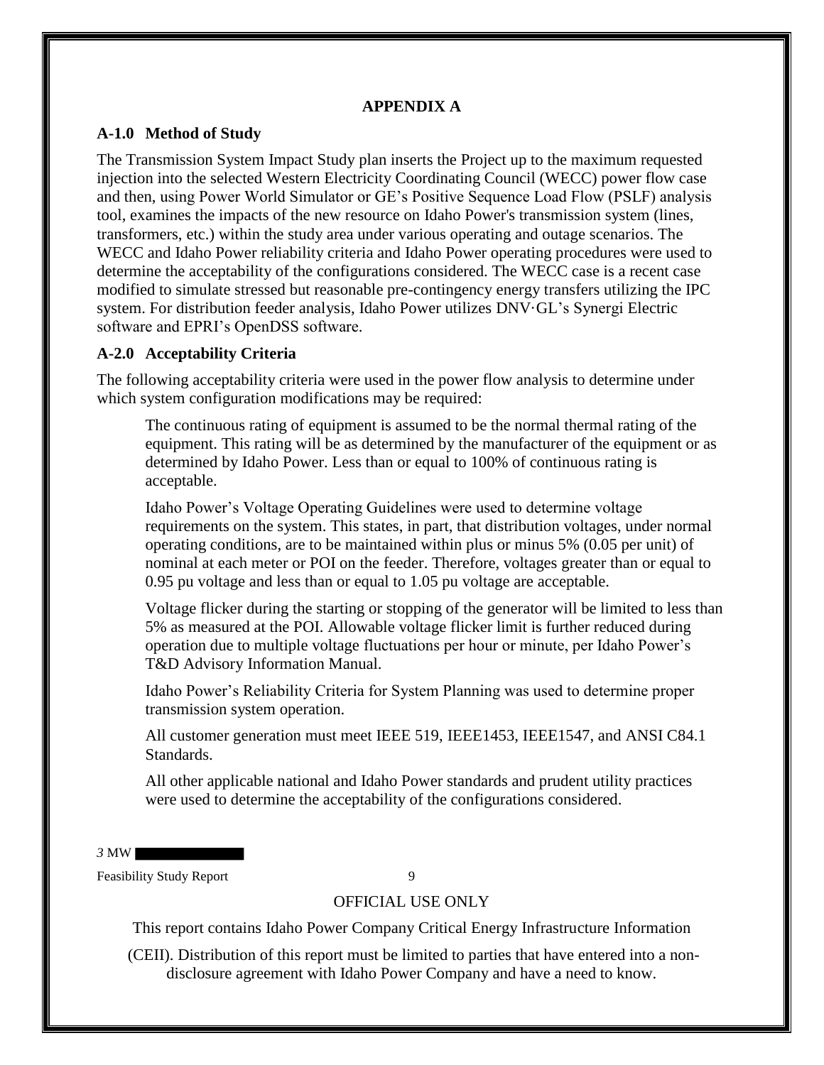# APPENDIX A

## A-1.0 Method of Study

The Transmission System Impact Study plan inserts the Project up to the maximum requested injection into the selected Western Electricity Coordinating Council (WECC) power flow case and then, using Power World Simulator or GE's Positive Sequence Load Flow (PSLF) analysis tool, examines the impacts of the new resource on Idaho Power's transmission system (lines, transformers, etc.) within the study area under various operating and outage scenarios. The WECC and Idaho Power reliability criteria and Idaho Power operating procedures were used to determine the acceptability of the configurations considered. The WECC case is a recent case modified to simulate stressed but reasonable pre-contingency energy transfers utilizing the IPC system. For distribution feeder analysis, Idaho Power utilizes DNV·GL's Synergi Electric software and EPRI's OpenDSS software.

## A-2.0 Acceptability Criteria

The following acceptability criteria were used in the power flow analysis to determine under which system configuration modifications may be required:

The continuous rating of equipment is assumed to be the normal thermal rating of the equipment. This rating will be as determined by the manufacturer of the equipment or as determined by Idaho Power. Less than or equal to 100% of continuous rating is acceptable.

Idaho Power's Voltage Operating Guidelines were used to determine voltage requirements on the system. This states, in part, that distribution voltages, under normal operating conditions, are to be maintained within plus or minus 5% (0.05 per unit) of nominal at each meter or POI on the feeder. Therefore, voltages greater than or equal to 0.95 pu voltage and less than or equal to 1.05 pu voltage are acceptable.

Voltage flicker during the starting or stopping of the generator will be limited to less than 5% as measured at the POI. Allowable voltage flicker limit is further reduced during operation due to multiple voltage fluctuations per hour or minute, per Idaho Power's T&D Advisory Information Manual.

Idaho Power's Reliability Criteria for System Planning was used to determine proper transmission system operation.

All customer generation must meet IEEE 519, IEEE1453, IEEE1547, and ANSI C84.1 Standards.

All other applicable national and Idaho Power standards and prudent utility practices were used to determine the acceptability of the configurations considered.

OFFICIAL USE ONLY

This report contains Idaho Power Company Critical Energy Infrastructure Information (CEII). Distribution of this report must be limited to parties that have entered into a non-disclosure agreement with Idaho Power Company and have a need to know.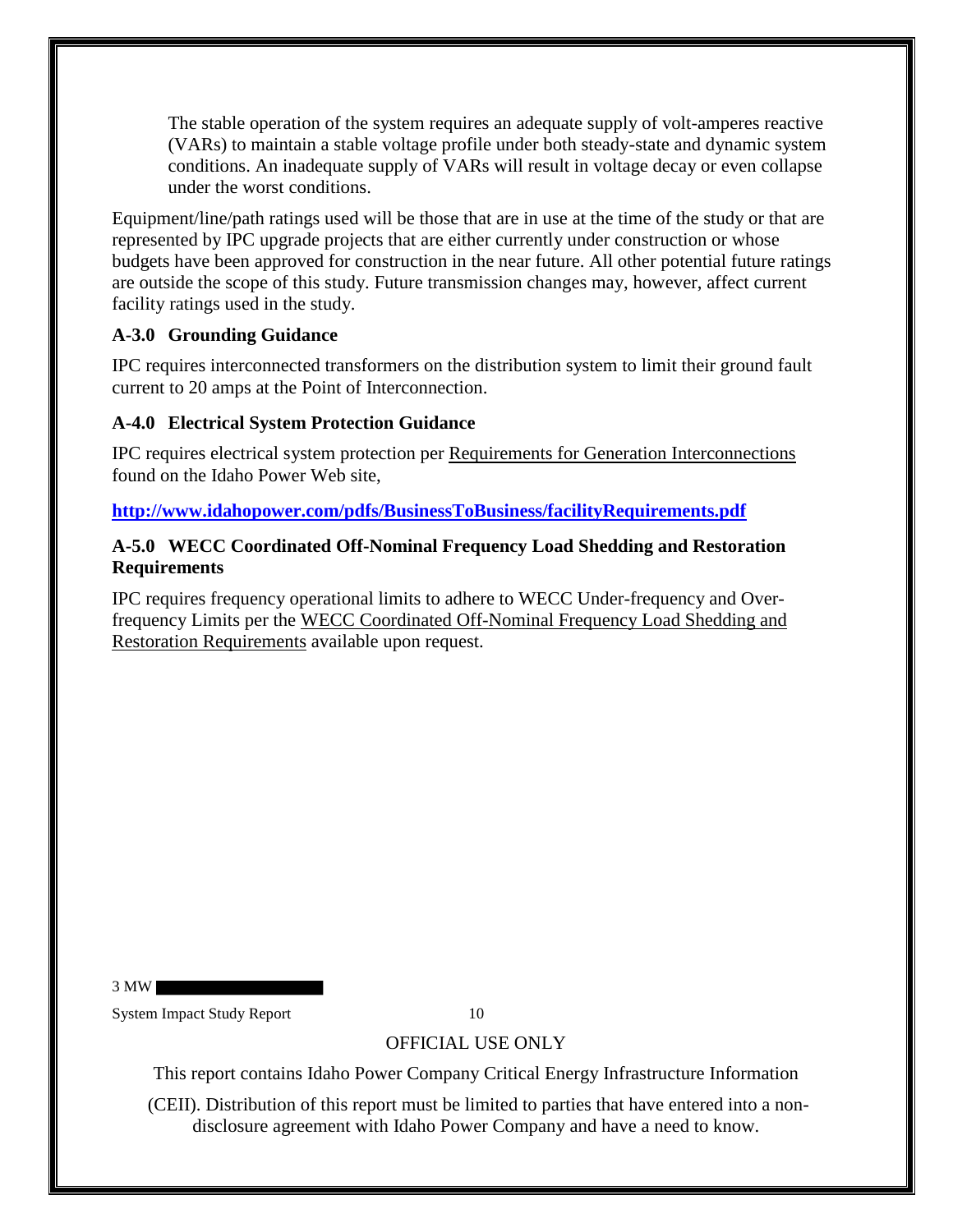The stable operation of the system requires an adequate supply of volt-amperes reactive (VARs) to maintain a stable voltage profile under both steady-state and dynamic system conditions. An inadequate supply of VARs will result in voltage decay or even collapse under the worst conditions.

Equipment/line/path ratings used will be those that are in use at the time of the study or that are represented by IPC upgrade projects that are either currently under construction or whose budgets have been approved for construction in the near future. All other potential future ratings are outside the scope of this study. Future transmission changes may, however, affect current facility ratings used in the study.

### A-3.0 Grounding Guidance

IPC requires interconnected transformers on the distribution system to limit their ground fault current to 20 amps at the Point of Interconnection.

### A-4.0 Electrical System Protection Guidance

IPC requires electrical system protection per Requirements for Generation Interconnections found on the Idaho Power Web site,

**http://www.idahopower.com/pdfs/BusinessToBusiness/facilityRequirements.pdf**

### A-5.0 WECC Coordinated Off-Nominal Frequency Load Shedding and Restoration Requirements

IPC requires frequency operational limits to adhere to WECC Under-frequency and Over-frequency Limits per the WECC Coordinated Off-Nominal Frequency Load Shedding and Restoration Requirements available upon request.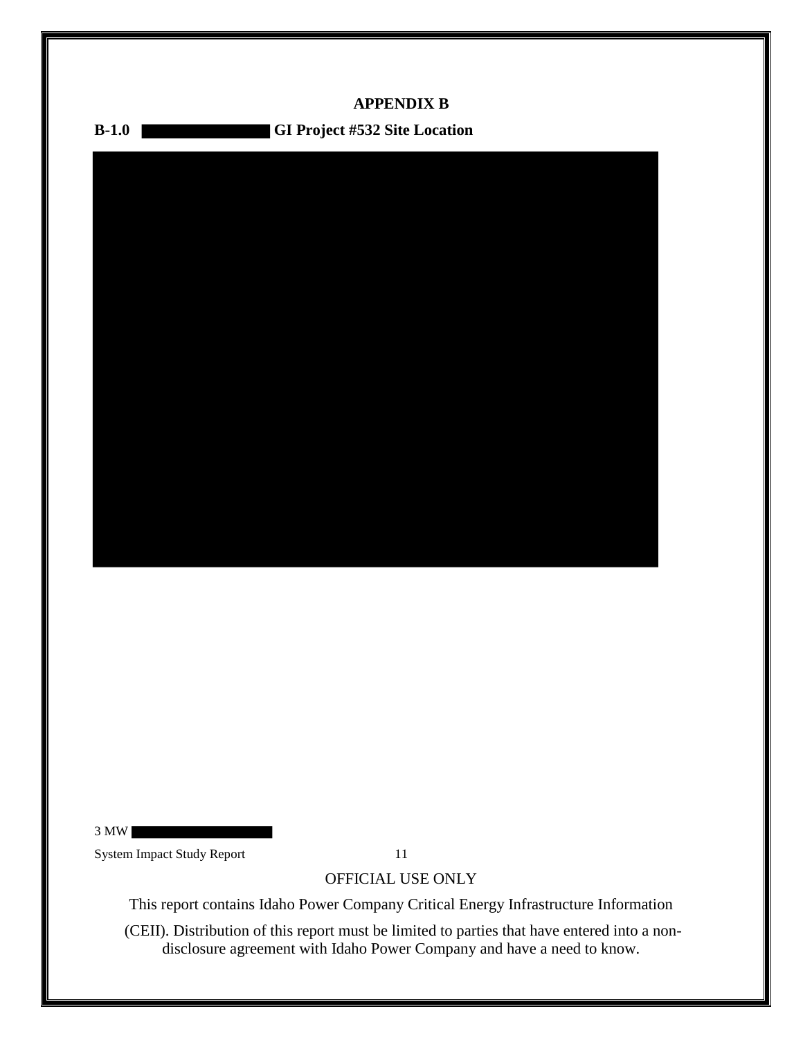**APPENDIX B**

**B-1.0 GI Project #532 Site Location**

3 MW

OFFICIAL USE ONLY

This report contains Idaho Power Company Critical Energy Infrastructure Information (CEII). Distribution of this report must be limited to parties that have entered into a non-disclosure agreement with Idaho Power Company and have a need to know.